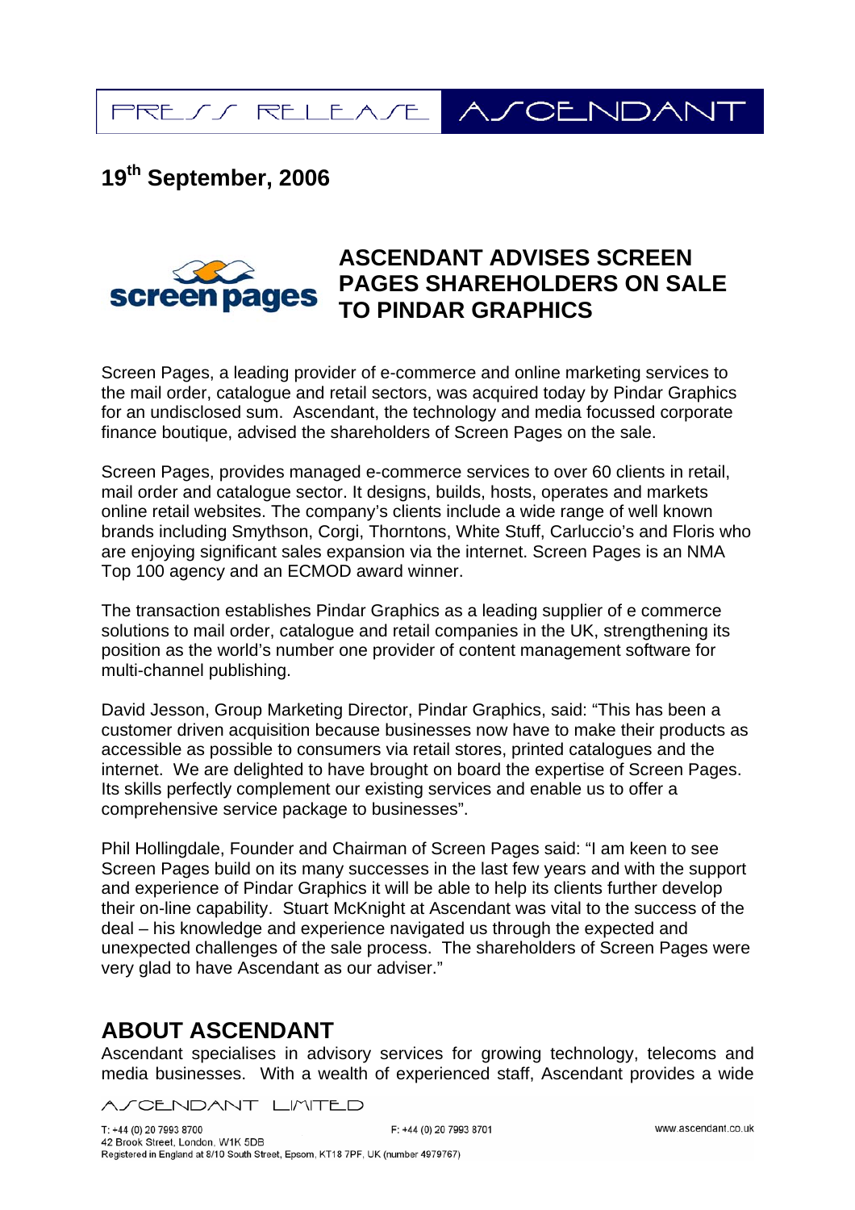PRESS RELEASE ASCENDANT

## 19th September, 2006

# ASCENDANT ADVISES SCREEN PAGES SHAREHOLDERS ON SALE TO PINDAR GRAPHICS

Screen Pages, a leading provider of e-commerce and online marketing services to the mail order, catalogue and retail sectors, was acquired today by Pindar Graphics for an undisclosed sum. Ascendant, the technology and media focussed corporate finance boutique, advised the shareholders of Screen Pages on the sale.

Screen Pages, provides managed e-commerce services to over 60 clients in retail, mail order and catalogue sector. It designs, builds, hosts, operates and markets online retail websites. The company's clients include a wide range of well known brands including Smythson, Corgi, Thorntons, White Stuff, Carluccio's and Floris who are enjoying significant sales expansion via the internet. Screen Pages is an NMA Top 100 agency and an ECMOD award winner.

The transaction establishes Pindar Graphics as a leading supplier of e commerce solutions to mail order, catalogue and retail companies in the UK, strengthening its position as the world's number one provider of content management software for multi-channel publishing.

David Jesson, Group Marketing Director, Pindar Graphics, said: "This has been a customer driven acquisition because businesses now have to make their products as accessible as possible to consumers via retail stores, printed catalogues and the internet. We are delighted to have brought on board the expertise of Screen Pages. Its skills perfectly complement our existing services and enable us to offer a comprehensive service package to businesses".

Phil Hollingdale, Founder and Chairman of Screen Pages said: "I am keen to see Screen Pages build on its many successes in the last few years and with the support and experience of Pindar Graphics it will be able to help its clients further develop their on-line capability. Stuart McKnight at Ascendant was vital to the success of the deal – his knowledge and experience navigated us through the expected and unexpected challenges of the sale process. The shareholders of Screen Pages were very glad to have Ascendant as our adviser."

## ABOUT ASCENDANT

Ascendant specialises in advisory services for growing technology, telecoms and media businesses. With a wealth of experienced staff, Ascendant provides a wide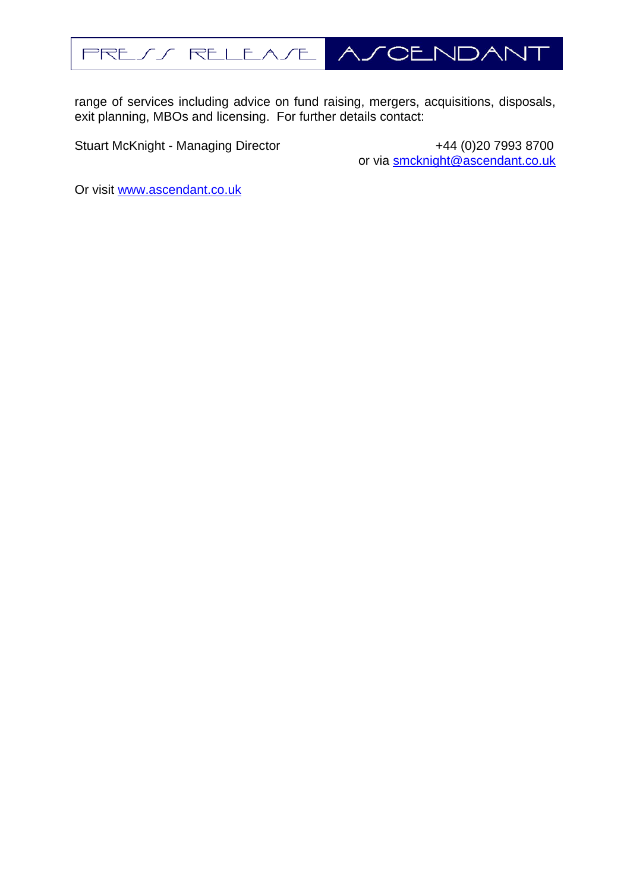range of services including advice on fund raising, mergers, acquisitions, disposals, exit planning, MBOs and licensing. For further details contact:

Stuart McKnight - Managing Director  
+44 (0)20 7993 8700  
or via smcknight@ascendant.co.uk

Or visit www.ascendant.co.uk